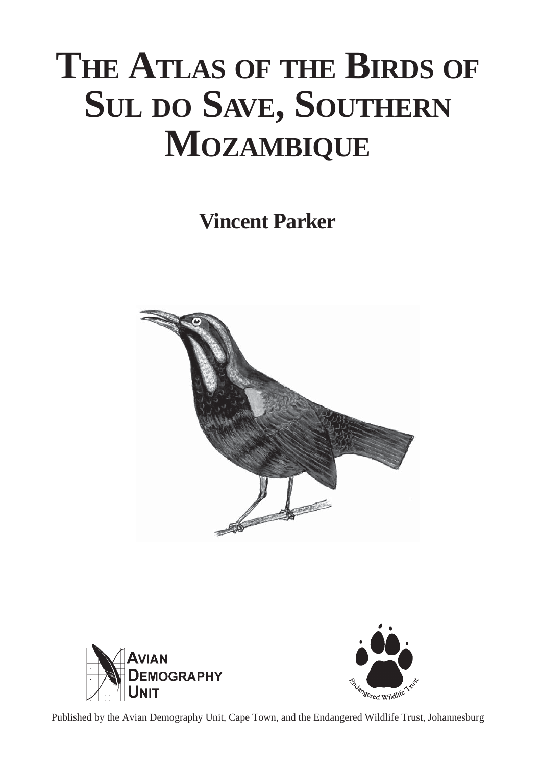# THE ATLAS OF THE BIRDS OF SUL DO SAVE, SOUTHERN MOZAMBIQUE

## Vincent Parker

AVIAN DEMOGRAPHY UNIT

Endangered Wildlife Trust

Published by the Avian Demography Unit, Cape Town, and the Endangered Wildlife Trust, Johannesburg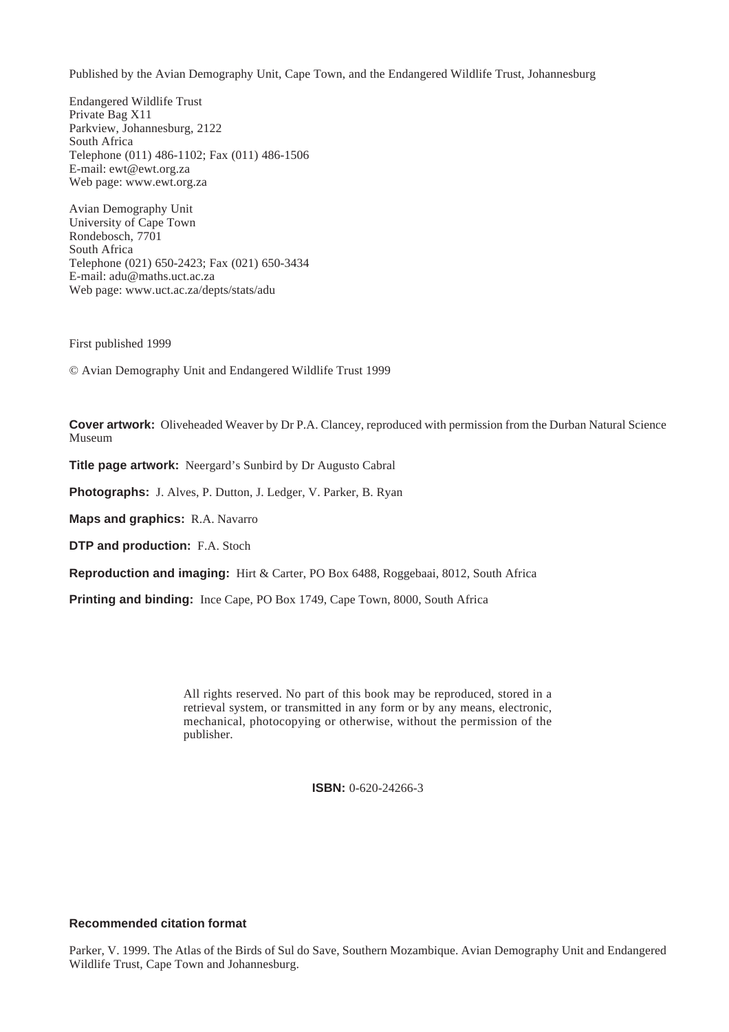Published by the Avian Demography Unit, Cape Town, and the Endangered Wildlife Trust, Johannesburg

Endangered Wildlife Trust
Private Bag X11
Parkview, Johannesburg, 2122
South Africa
Telephone (011) 486-1102; Fax (011) 486-1506
E-mail: ewt@ewt.org.za
Web page: www.ewt.org.za

Avian Demography Unit
University of Cape Town
Rondebosch, 7701
South Africa
Telephone (021) 650-2423; Fax (021) 650-3434
E-mail: adu@maths.uct.ac.za
Web page: www.uct.ac.za/depts/stats/adu

First published 1999

© Avian Demography Unit and Endangered Wildlife Trust 1999

**Cover artwork:** Oliveheaded Weaver by Dr P.A. Clancey, reproduced with permission from the Durban Natural Science Museum

**Title page artwork:** Neergard's Sunbird by Dr Augusto Cabral

**Photographs:** J. Alves, P. Dutton, J. Ledger, V. Parker, B. Ryan

**Maps and graphics:** R.A. Navarro

**DTP and production:** F.A. Stoch

**Reproduction and imaging:** Hirt & Carter, PO Box 6488, Roggebaai, 8012, South Africa

**Printing and binding:** Ince Cape, PO Box 1749, Cape Town, 8000, South Africa

All rights reserved. No part of this book may be reproduced, stored in a retrieval system, or transmitted in any form or by any means, electronic, mechanical, photocopying or otherwise, without the permission of the publisher.

**ISBN:** 0-620-24266-3

**Recommended citation format**

Parker, V. 1999. The Atlas of the Birds of Sul do Save, Southern Mozambique. Avian Demography Unit and Endangered Wildlife Trust, Cape Town and Johannesburg.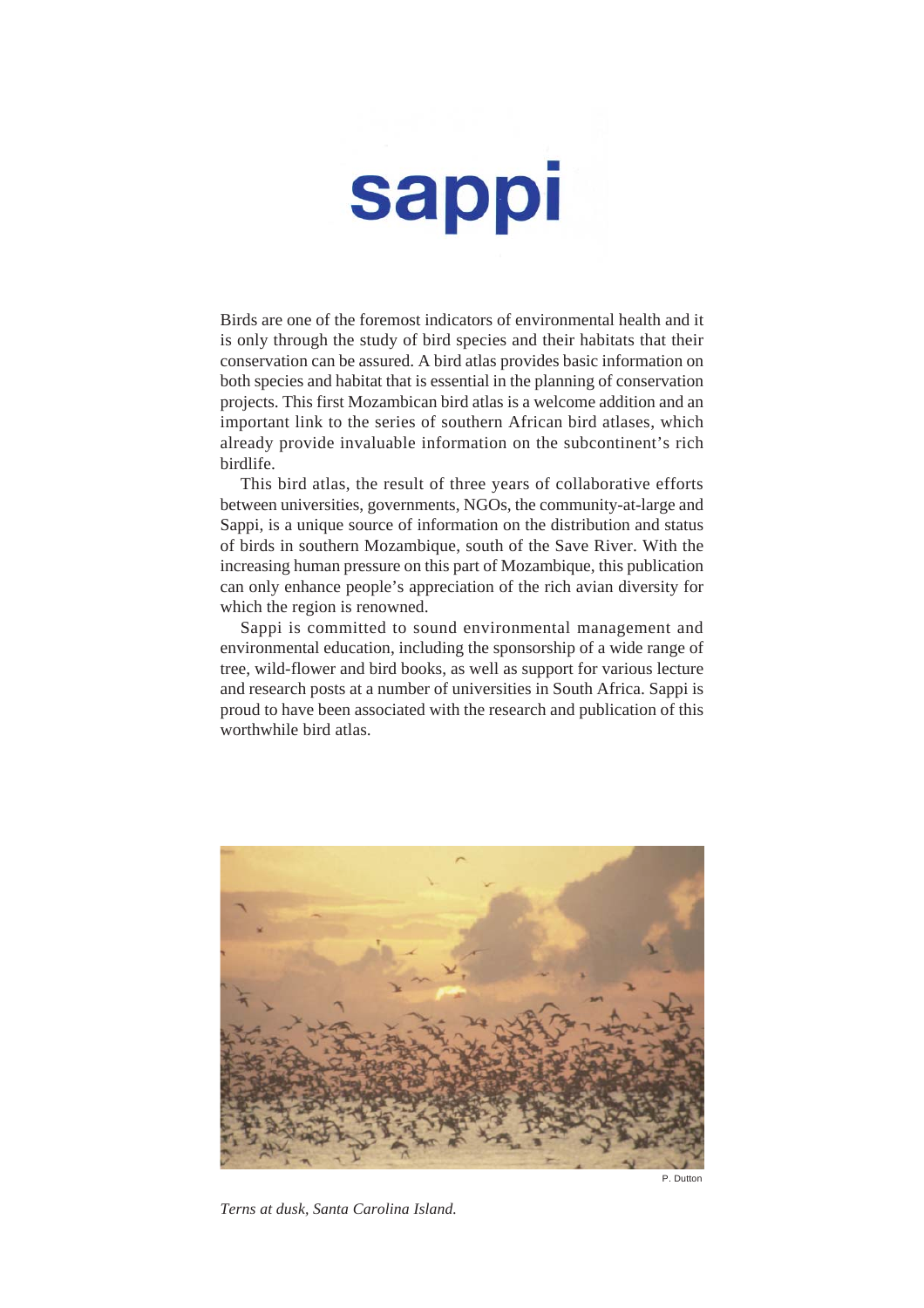# sappi

Birds are one of the foremost indicators of environmental health and it is only through the study of bird species and their habitats that their conservation can be assured. A bird atlas provides basic information on both species and habitat that is essential in the planning of conservation projects. This first Mozambican bird atlas is a welcome addition and an important link to the series of southern African bird atlases, which already provide invaluable information on the subcontinent's rich birdlife.

This bird atlas, the result of three years of collaborative efforts between universities, governments, NGOs, the community-at-large and Sappi, is a unique source of information on the distribution and status of birds in southern Mozambique, south of the Save River. With the increasing human pressure on this part of Mozambique, this publication can only enhance people's appreciation of the rich avian diversity for which the region is renowned.

Sappi is committed to sound environmental management and environmental education, including the sponsorship of a wide range of tree, wild-flower and bird books, as well as support for various lecture and research posts at a number of universities in South Africa. Sappi is proud to have been associated with the research and publication of this worthwhile bird atlas.

P. Dutton

*Terns at dusk, Santa Carolina Island.*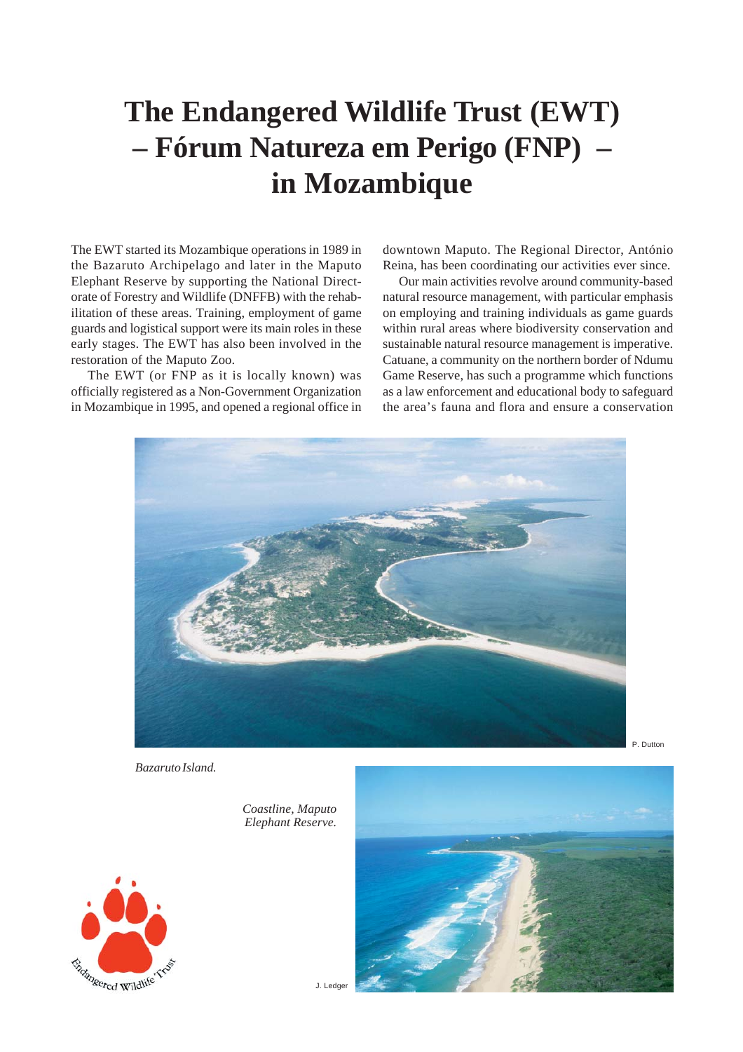# The Endangered Wildlife Trust (EWT) – Fórum Natureza em Perigo (FNP) – in Mozambique

The EWT started its Mozambique operations in 1989 in the Bazaruto Archipelago and later in the Maputo Elephant Reserve by supporting the National Directorate of Forestry and Wildlife (DNFFB) with the rehabilitation of these areas. Training, employment of game guards and logistical support were its main roles in these early stages. The EWT has also been involved in the restoration of the Maputo Zoo.

The EWT (or FNP as it is locally known) was officially registered as a Non-Government Organization in Mozambique in 1995, and opened a regional office in downtown Maputo. The Regional Director, António Reina, has been coordinating our activities ever since.

Our main activities revolve around community-based natural resource management, with particular emphasis on employing and training individuals as game guards within rural areas where biodiversity conservation and sustainable natural resource management is imperative. Catuane, a community on the northern border of Ndumu Game Reserve, has such a programme which functions as a law enforcement and educational body to safeguard the area's fauna and flora and ensure a conservation

P. Dutton

*Bazaruto Island.*

*Coastline, Maputo Elephant Reserve.*

J. Ledger

Endangered Wildlife Trust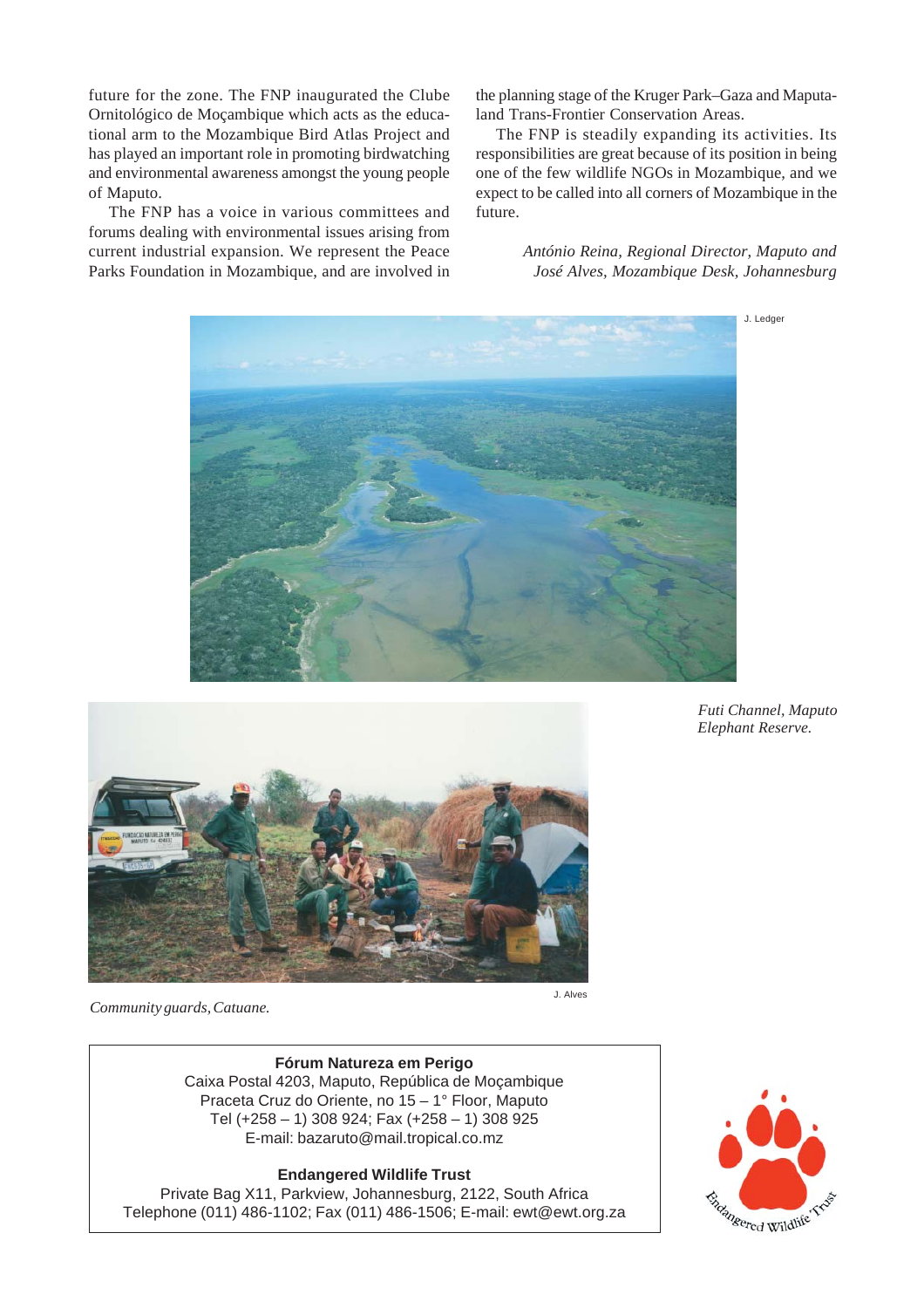future for the zone. The FNP inaugurated the Clube Ornitológico de Moçambique which acts as the educational arm to the Mozambique Bird Atlas Project and has played an important role in promoting birdwatching and environmental awareness amongst the young people of Maputo.

The FNP has a voice in various committees and forums dealing with environmental issues arising from current industrial expansion. We represent the Peace Parks Foundation in Mozambique, and are involved in the planning stage of the Kruger Park–Gaza and Maputaland Trans-Frontier Conservation Areas.

The FNP is steadily expanding its activities. Its responsibilities are great because of its position in being one of the few wildlife NGOs in Mozambique, and we expect to be called into all corners of Mozambique in the future.

*António Reina, Regional Director, Maputo and José Alves, Mozambique Desk, Johannesburg*

J. Ledger

*Futi Channel, Maputo Elephant Reserve.*

J. Alves

*Community guards, Catuane.*

**Fórum Natureza em Perigo**
Caixa Postal 4203, Maputo, República de Moçambique
Praceta Cruz do Oriente, no 15 – 1° Floor, Maputo
Tel (+258 – 1) 308 924; Fax (+258 – 1) 308 925
E-mail: bazaruto@mail.tropical.co.mz

**Endangered Wildlife Trust**
Private Bag X11, Parkview, Johannesburg, 2122, South Africa
Telephone (011) 486-1102; Fax (011) 486-1506; E-mail: ewt@ewt.org.za

Endangered Wildlife Trust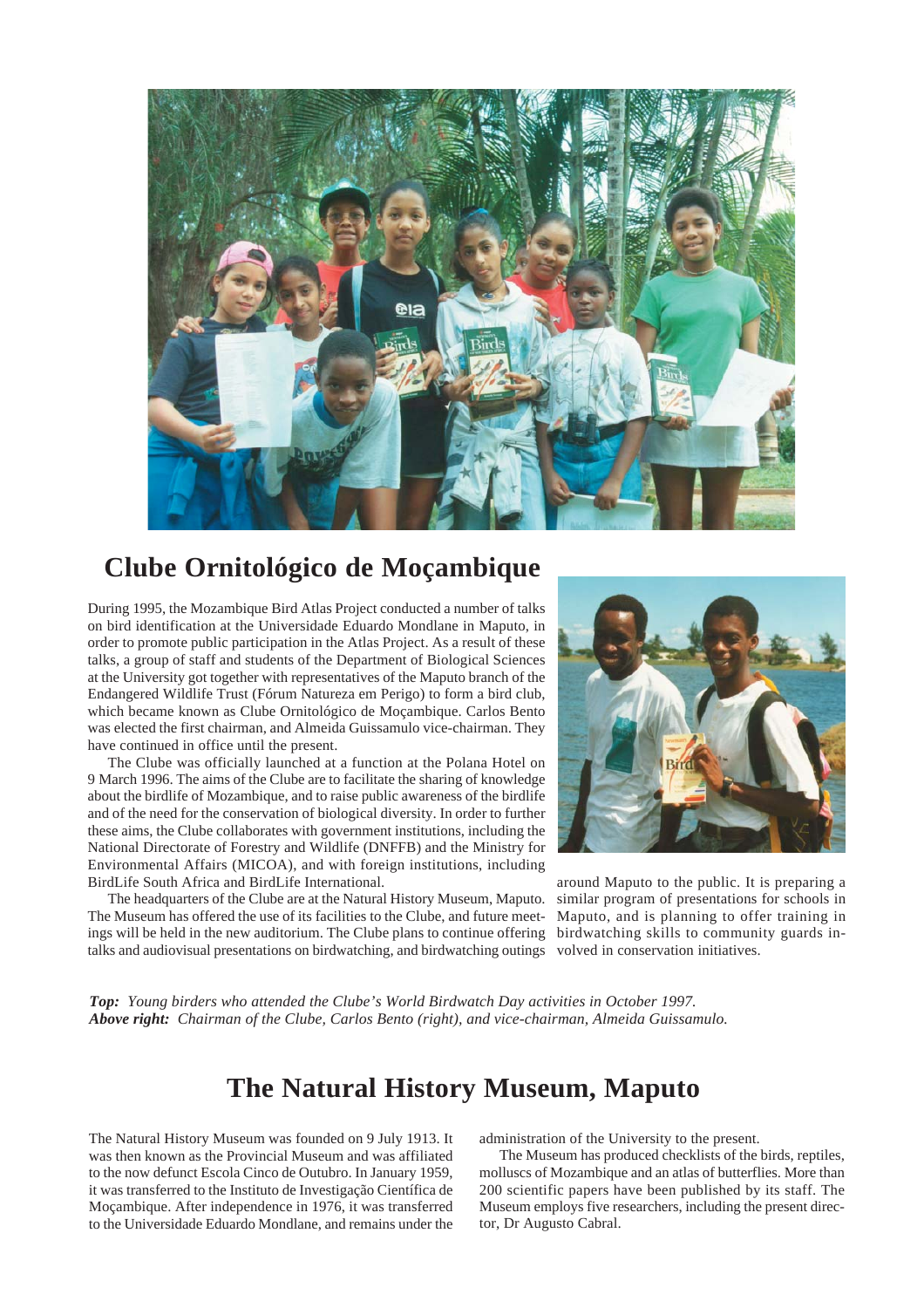# Clube Ornitológico de Moçambique

During 1995, the Mozambique Bird Atlas Project conducted a number of talks on bird identification at the Universidade Eduardo Mondlane in Maputo, in order to promote public participation in the Atlas Project. As a result of these talks, a group of staff and students of the Department of Biological Sciences at the University got together with representatives of the Maputo branch of the Endangered Wildlife Trust (Fórum Natureza em Perigo) to form a bird club, which became known as Clube Ornitológico de Moçambique. Carlos Bento was elected the first chairman, and Almeida Guissamulo vice-chairman. They have continued in office until the present.

The Clube was officially launched at a function at the Polana Hotel on 9 March 1996. The aims of the Clube are to facilitate the sharing of knowledge about the birdlife of Mozambique, and to raise public awareness of the birdlife and of the need for the conservation of biological diversity. In order to further these aims, the Clube collaborates with government institutions, including the National Directorate of Forestry and Wildlife (DNFFB) and the Ministry for Environmental Affairs (MICOA), and with foreign institutions, including BirdLife South Africa and BirdLife International.

The headquarters of the Clube are at the Natural History Museum, Maputo. The Museum has offered the use of its facilities to the Clube, and future meetings will be held in the new auditorium. The Clube plans to continue offering talks and audiovisual presentations on birdwatching, and birdwatching outings around Maputo to the public. It is preparing a similar program of presentations for schools in Maputo, and is planning to offer training in birdwatching skills to community guards involved in conservation initiatives.

***Top:*** *Young birders who attended the Clube's World Birdwatch Day activities in October 1997.*
***Above right:*** *Chairman of the Clube, Carlos Bento (right), and vice-chairman, Almeida Guissamulo.*

# The Natural History Museum, Maputo

The Natural History Museum was founded on 9 July 1913. It was then known as the Provincial Museum and was affiliated to the now defunct Escola Cinco de Outubro. In January 1959, it was transferred to the Instituto de Investigação Científica de Moçambique. After independence in 1976, it was transferred to the Universidade Eduardo Mondlane, and remains under the administration of the University to the present.

The Museum has produced checklists of the birds, reptiles, molluscs of Mozambique and an atlas of butterflies. More than 200 scientific papers have been published by its staff. The Museum employs five researchers, including the present director, Dr Augusto Cabral.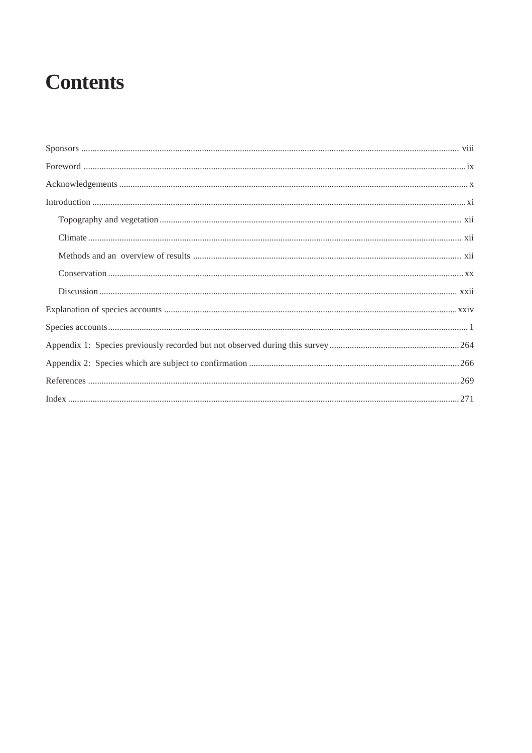# Contents

Sponsors ........................................................................................................................................................ viii

Foreword ........................................................................................................................................................ ix

Acknowledgements ........................................................................................................................................ x

Introduction .................................................................................................................................................... xi

- Topography and vegetation ..................................................................................................................... xii
- Climate ..................................................................................................................................................... xii
- Methods and an overview of results ....................................................................................................... xii
- Conservation ............................................................................................................................................. xx
- Discussion ................................................................................................................................................ xxii

Explanation of species accounts ................................................................................................................. xxiv

Species accounts ............................................................................................................................................. 1

Appendix 1: Species previously recorded but not observed during this survey ......................................... 264

Appendix 2: Species which are subject to confirmation ............................................................................. 266

References .................................................................................................................................................... 269

Index ............................................................................................................................................................ 271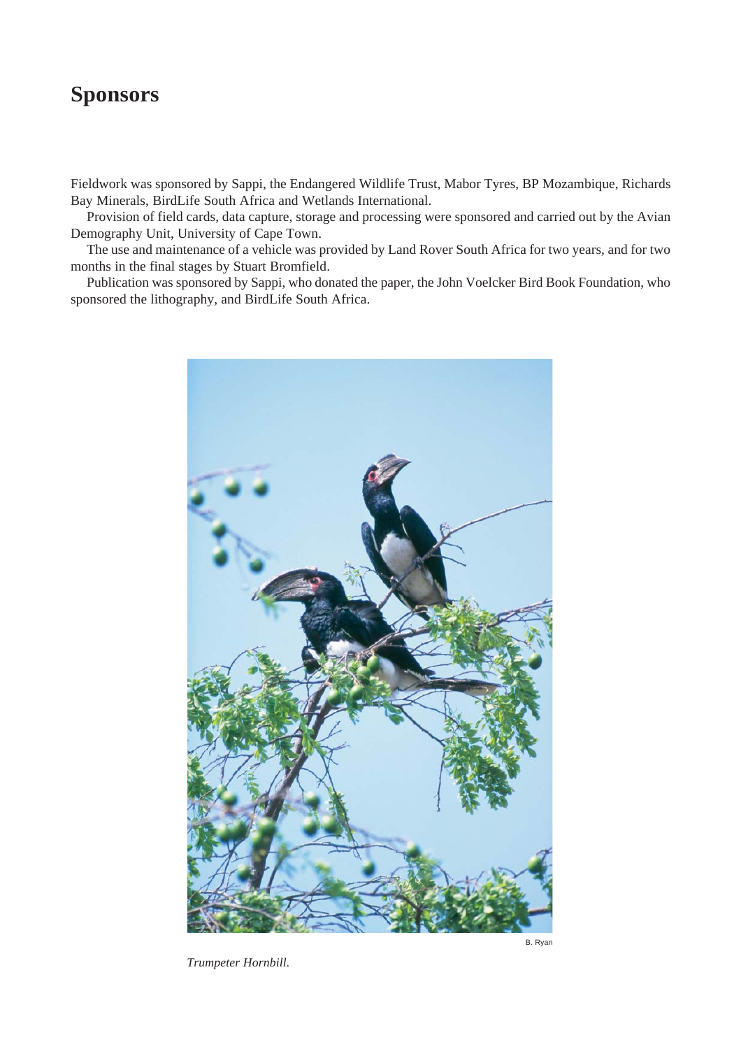# Sponsors

Fieldwork was sponsored by Sappi, the Endangered Wildlife Trust, Mabor Tyres, BP Mozambique, Richards Bay Minerals, BirdLife South Africa and Wetlands International.

Provision of field cards, data capture, storage and processing were sponsored and carried out by the Avian Demography Unit, University of Cape Town.

The use and maintenance of a vehicle was provided by Land Rover South Africa for two years, and for two months in the final stages by Stuart Bromfield.

Publication was sponsored by Sappi, who donated the paper, the John Voelcker Bird Book Foundation, who sponsored the lithography, and BirdLife South Africa.

B. Ryan

*Trumpeter Hornbill.*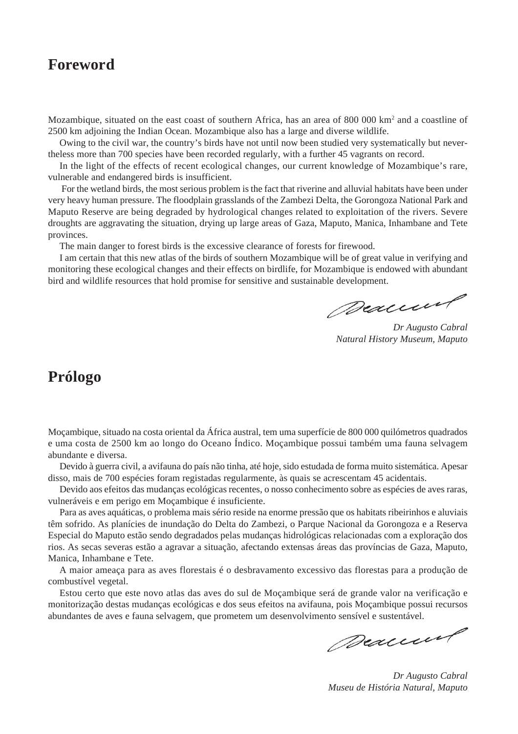# Foreword

Mozambique, situated on the east coast of southern Africa, has an area of 800 000 $km^2$ and a coastline of 2500 km adjoining the Indian Ocean. Mozambique also has a large and diverse wildlife.

Owing to the civil war, the country's birds have not until now been studied very systematically but nevertheless more than 700 species have been recorded regularly, with a further 45 vagrants on record.

In the light of the effects of recent ecological changes, our current knowledge of Mozambique's rare, vulnerable and endangered birds is insufficient.

For the wetland birds, the most serious problem is the fact that riverine and alluvial habitats have been under very heavy human pressure. The floodplain grasslands of the Zambezi Delta, the Gorongoza National Park and Maputo Reserve are being degraded by hydrological changes related to exploitation of the rivers. Severe droughts are aggravating the situation, drying up large areas of Gaza, Maputo, Manica, Inhambane and Tete provinces.

The main danger to forest birds is the excessive clearance of forests for firewood.

I am certain that this new atlas of the birds of southern Mozambique will be of great value in verifying and monitoring these ecological changes and their effects on birdlife, for Mozambique is endowed with abundant bird and wildlife resources that hold promise for sensitive and sustainable development.

*Dr Augusto Cabral*
*Natural History Museum, Maputo*

# Prólogo

Moçambique, situado na costa oriental da África austral, tem uma superfície de 800 000 quilómetros quadrados e uma costa de 2500 km ao longo do Oceano Índico. Moçambique possui também uma fauna selvagem abundante e diversa.

Devido à guerra civil, a avifauna do país não tinha, até hoje, sido estudada de forma muito sistemática. Apesar disso, mais de 700 espécies foram registadas regularmente, às quais se acrescentam 45 acidentais.

Devido aos efeitos das mudanças ecológicas recentes, o nosso conhecimento sobre as espécies de aves raras, vulneráveis e em perigo em Moçambique é insuficiente.

Para as aves aquáticas, o problema mais sério reside na enorme pressão que os habitats ribeirinhos e aluviais têm sofrido. As planícies de inundação do Delta do Zambezi, o Parque Nacional da Gorongoza e a Reserva Especial do Maputo estão sendo degradados pelas mudanças hidrológicas relacionadas com a exploração dos rios. As secas severas estão a agravar a situação, afectando extensas áreas das províncias de Gaza, Maputo, Manica, Inhambane e Tete.

A maior ameaça para as aves florestais é o desbravamento excessivo das florestas para a produção de combustível vegetal.

Estou certo que este novo atlas das aves do sul de Moçambique será de grande valor na verificação e monitorização destas mudanças ecológicas e dos seus efeitos na avifauna, pois Moçambique possui recursos abundantes de aves e fauna selvagem, que prometem um desenvolvimento sensível e sustentável.

*Dr Augusto Cabral*
*Museu de História Natural, Maputo*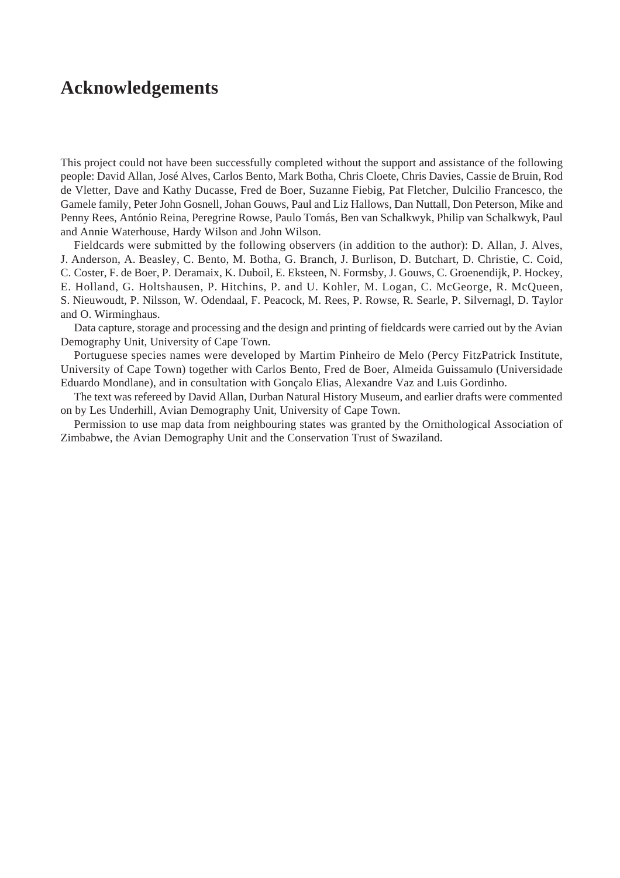# Acknowledgements

This project could not have been successfully completed without the support and assistance of the following people: David Allan, José Alves, Carlos Bento, Mark Botha, Chris Cloete, Chris Davies, Cassie de Bruin, Rod de Vletter, Dave and Kathy Ducasse, Fred de Boer, Suzanne Fiebig, Pat Fletcher, Dulcilio Francesco, the Gamele family, Peter John Gosnell, Johan Gouws, Paul and Liz Hallows, Dan Nuttall, Don Peterson, Mike and Penny Rees, António Reina, Peregrine Rowse, Paulo Tomás, Ben van Schalkwyk, Philip van Schalkwyk, Paul and Annie Waterhouse, Hardy Wilson and John Wilson.

Fieldcards were submitted by the following observers (in addition to the author): D. Allan, J. Alves, J. Anderson, A. Beasley, C. Bento, M. Botha, G. Branch, J. Burlison, D. Butchart, D. Christie, C. Coid, C. Coster, F. de Boer, P. Deramaix, K. Duboil, E. Eksteen, N. Formsby, J. Gouws, C. Groenendijk, P. Hockey, E. Holland, G. Holtshausen, P. Hitchins, P. and U. Kohler, M. Logan, C. McGeorge, R. McQueen, S. Nieuwoudt, P. Nilsson, W. Odendaal, F. Peacock, M. Rees, P. Rowse, R. Searle, P. Silvernagl, D. Taylor and O. Wirminghaus.

Data capture, storage and processing and the design and printing of fieldcards were carried out by the Avian Demography Unit, University of Cape Town.

Portuguese species names were developed by Martim Pinheiro de Melo (Percy FitzPatrick Institute, University of Cape Town) together with Carlos Bento, Fred de Boer, Almeida Guissamulo (Universidade Eduardo Mondlane), and in consultation with Gonçalo Elias, Alexandre Vaz and Luis Gordinho.

The text was refereed by David Allan, Durban Natural History Museum, and earlier drafts were commented on by Les Underhill, Avian Demography Unit, University of Cape Town.

Permission to use map data from neighbouring states was granted by the Ornithological Association of Zimbabwe, the Avian Demography Unit and the Conservation Trust of Swaziland.